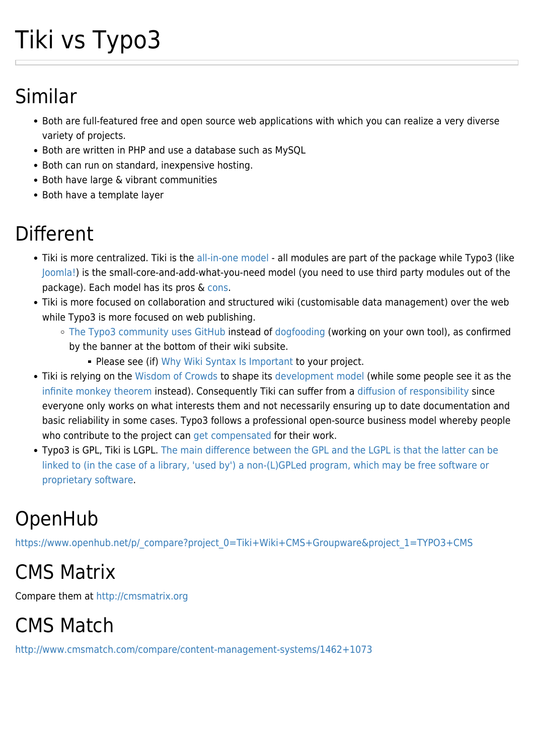# Tiki vs Typo3

## Similar

- Both are full-featured free and open source web applications with which you can realize a very diverse variety of projects.
- Both are written in PHP and use a database such as MySQL
- Both can run on standard, inexpensive hosting.
- Both have large & vibrant communities
- Both have a template layer

## Different

- Tiki is more centralized. Tiki is the all-in-one model - all modules are part of the package while Typo3 (like Joomla!) is the small-core-and-add-what-you-need model (you need to use third party modules out of the package). Each model has its pros & cons.
- Tiki is more focused on collaboration and structured wiki (customisable data management) over the web while Typo3 is more focused on web publishing.
  - The Typo3 community uses GitHub instead of dogfooding (working on your own tool), as confirmed by the banner at the bottom of their wiki subsite.
    - Please see (if) Why Wiki Syntax Is Important to your project.
- Tiki is relying on the Wisdom of Crowds to shape its development model (while some people see it as the infinite monkey theorem instead). Consequently Tiki can suffer from a diffusion of responsibility since everyone only works on what interests them and not necessarily ensuring up to date documentation and basic reliability in some cases. Typo3 follows a professional open-source business model whereby people who contribute to the project can get compensated for their work.
- Typo3 is GPL, Tiki is LGPL. The main difference between the GPL and the LGPL is that the latter can be linked to (in the case of a library, 'used by') a non-(L)GPLed program, which may be free software or proprietary software.

## OpenHub

https://www.openhub.net/p/_compare?project_0=Tiki+Wiki+CMS+Groupware&project_1=TYPO3+CMS

## CMS Matrix

Compare them at http://cmsmatrix.org

## CMS Match

http://www.cmsmatch.com/compare/content-management-systems/1462+1073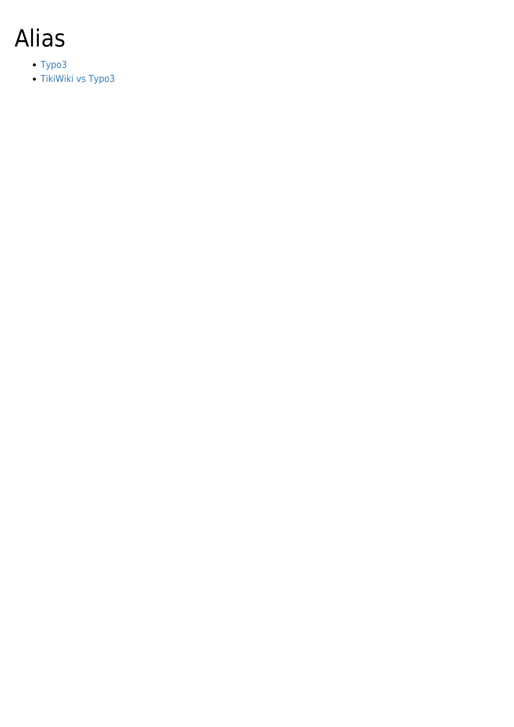# Alias

- Typo3
- TikiWiki vs Typo3